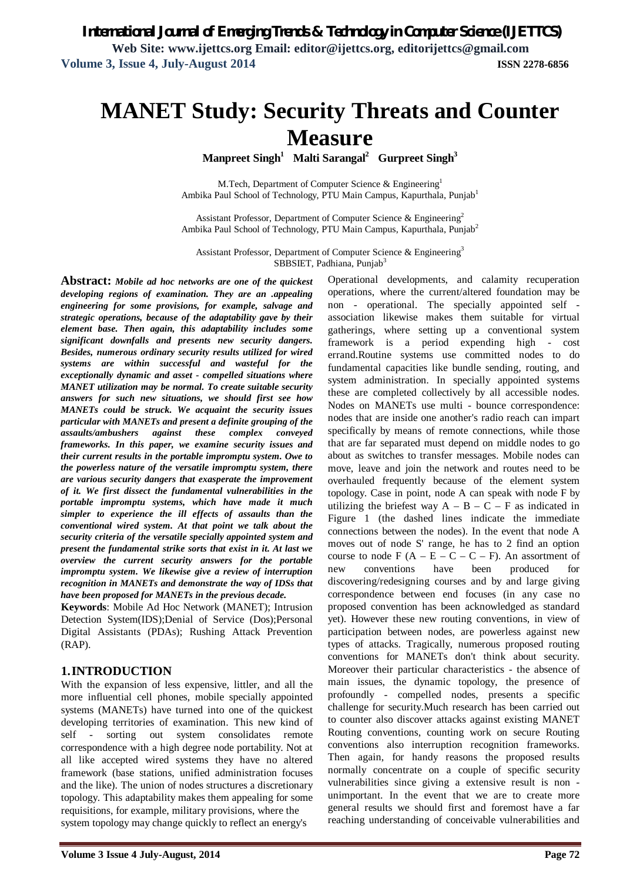# MANET Study: Security Threats and Counter Measure

**Manpreet Singh[1] Malti Sarangal[2] Gurpreet Singh[3]**

M.Tech, Department of Computer Science & Engineering[1]
Ambika Paul School of Technology, PTU Main Campus, Kapurthala, Punjab[1]

Assistant Professor, Department of Computer Science & Engineering[2]
Ambika Paul School of Technology, PTU Main Campus, Kapurthala, Punjab[2]

Assistant Professor, Department of Computer Science & Engineering[3]
SBBSIET, Padhiana, Punjab[3]

**Abstract:** ***Mobile ad hoc networks are one of the quickest developing regions of examination. They are an .appealing engineering for some provisions, for example, salvage and strategic operations, because of the adaptability gave by their element base. Then again, this adaptability includes some significant downfalls and presents new security dangers. Besides, numerous ordinary security results utilized for wired systems are within successful and wasteful for the exceptionally dynamic and asset - compelled situations where MANET utilization may be normal. To create suitable security answers for such new situations, we should first see how MANETs could be struck. We acquaint the security issues particular with MANETs and present a definite grouping of the assaults/ambushers against these complex conveyed frameworks. In this paper, we examine security issues and their current results in the portable impromptu system. Owe to the powerless nature of the versatile impromptu system, there are various security dangers that exasperate the improvement of it. We first dissect the fundamental vulnerabilities in the portable impromptu systems, which have made it much simpler to experience the ill effects of assaults than the conventional wired system. At that point we talk about the security criteria of the versatile specially appointed system and present the fundamental strike sorts that exist in it. At last we overview the current security answers for the portable impromptu system. We likewise give a review of interruption recognition in MANETs and demonstrate the way of IDSs that have been proposed for MANETs in the previous decade.***

**Keywords**: Mobile Ad Hoc Network (MANET); Intrusion Detection System(IDS);Denial of Service (Dos);Personal Digital Assistants (PDAs); Rushing Attack Prevention (RAP).

## 1. INTRODUCTION

With the expansion of less expensive, littler, and all the more influential cell phones, mobile specially appointed systems (MANETs) have turned into one of the quickest developing territories of examination. This new kind of self - sorting out system consolidates remote correspondence with a high degree node portability. Not at all like accepted wired systems they have no altered framework (base stations, unified administration focuses and the like). The union of nodes structures a discretionary topology. This adaptability makes them appealing for some requisitions, for example, military provisions, where the system topology may change quickly to reflect an energy's Operational developments, and calamity recuperation operations, where the current/altered foundation may be non - operational. The specially appointed self - association likewise makes them suitable for virtual gatherings, where setting up a conventional system framework is a period expending high - cost errand.Routine systems use committed nodes to do fundamental capacities like bundle sending, routing, and system administration. In specially appointed systems these are completed collectively by all accessible nodes. Nodes on MANETs use multi - bounce correspondence: nodes that are inside one another's radio reach can impart specifically by means of remote connections, while those that are far separated must depend on middle nodes to go about as switches to transfer messages. Mobile nodes can move, leave and join the network and routes need to be overhauled frequently because of the element system topology. Case in point, node A can speak with node F by utilizing the briefest way A – B – C – F as indicated in Figure 1 (the dashed lines indicate the immediate connections between the nodes). In the event that node A moves out of node S' range, he has to 2 find an option course to node F (A – E – C – C – F). An assortment of new conventions have been produced for discovering/redesigning courses and by and large giving correspondence between end focuses (in any case no proposed convention has been acknowledged as standard yet). However these new routing conventions, in view of participation between nodes, are powerless against new types of attacks. Tragically, numerous proposed routing conventions for MANETs don't think about security. Moreover their particular characteristics - the absence of main issues, the dynamic topology, the presence of profoundly - compelled nodes, presents a specific challenge for security.Much research has been carried out to counter also discover attacks against existing MANET Routing conventions, counting work on secure Routing conventions also interruption recognition frameworks. Then again, for handy reasons the proposed results normally concentrate on a couple of specific security vulnerabilities since giving a extensive result is non - unimportant. In the event that we are to create more general results we should first and foremost have a far reaching understanding of conceivable vulnerabilities and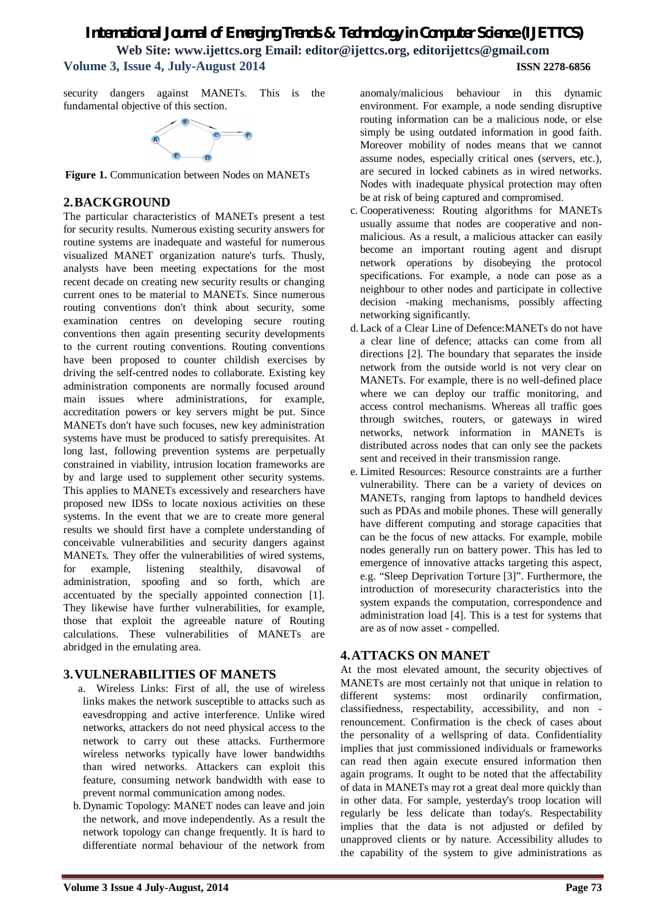security dangers against MANETs. This is the fundamental objective of this section.

**Figure 1.** Communication between Nodes on MANETs

## 2. BACKGROUND

The particular characteristics of MANETs present a test for security results. Numerous existing security answers for routine systems are inadequate and wasteful for numerous visualized MANET organization nature's turfs. Thusly, analysts have been meeting expectations for the most recent decade on creating new security results or changing current ones to be material to MANETs. Since numerous routing conventions don't think about security, some examination centres on developing secure routing conventions then again presenting security developments to the current routing conventions. Routing conventions have been proposed to counter childish exercises by driving the self-centred nodes to collaborate. Existing key administration components are normally focused around main issues where administrations, for example, accreditation powers or key servers might be put. Since MANETs don't have such focuses, new key administration systems have must be produced to satisfy prerequisites. At long last, following prevention systems are perpetually constrained in viability, intrusion location frameworks are by and large used to supplement other security systems. This applies to MANETs excessively and researchers have proposed new IDSs to locate noxious activities on these systems. In the event that we are to create more general results we should first have a complete understanding of conceivable vulnerabilities and security dangers against MANETs. They offer the vulnerabilities of wired systems, for example, listening stealthily, disavowal of administration, spoofing and so forth, which are accentuated by the specially appointed connection [1]. They likewise have further vulnerabilities, for example, those that exploit the agreeable nature of Routing calculations. These vulnerabilities of MANETs are abridged in the emulating area.

## 3. VULNERABILITIES OF MANETS

a. Wireless Links: First of all, the use of wireless links makes the network susceptible to attacks such as eavesdropping and active interference. Unlike wired networks, attackers do not need physical access to the network to carry out these attacks. Furthermore wireless networks typically have lower bandwidths than wired networks. Attackers can exploit this feature, consuming network bandwidth with ease to prevent normal communication among nodes.

b. Dynamic Topology: MANET nodes can leave and join the network, and move independently. As a result the network topology can change frequently. It is hard to differentiate normal behaviour of the network from anomaly/malicious behaviour in this dynamic environment. For example, a node sending disruptive routing information can be a malicious node, or else simply be using outdated information in good faith. Moreover mobility of nodes means that we cannot assume nodes, especially critical ones (servers, etc.), are secured in locked cabinets as in wired networks. Nodes with inadequate physical protection may often be at risk of being captured and compromised.

c. Cooperativeness: Routing algorithms for MANETs usually assume that nodes are cooperative and non-malicious. As a result, a malicious attacker can easily become an important routing agent and disrupt network operations by disobeying the protocol specifications. For example, a node can pose as a neighbour to other nodes and participate in collective decision -making mechanisms, possibly affecting networking significantly.

d. Lack of a Clear Line of Defence:MANETs do not have a clear line of defence; attacks can come from all directions [2]. The boundary that separates the inside network from the outside world is not very clear on MANETs. For example, there is no well-defined place where we can deploy our traffic monitoring, and access control mechanisms. Whereas all traffic goes through switches, routers, or gateways in wired networks, network information in MANETs is distributed across nodes that can only see the packets sent and received in their transmission range.

e. Limited Resources: Resource constraints are a further vulnerability. There can be a variety of devices on MANETs, ranging from laptops to handheld devices such as PDAs and mobile phones. These will generally have different computing and storage capacities that can be the focus of new attacks. For example, mobile nodes generally run on battery power. This has led to emergence of innovative attacks targeting this aspect, e.g. "Sleep Deprivation Torture [3]". Furthermore, the introduction of moresecurity characteristics into the system expands the computation, correspondence and administration load [4]. This is a test for systems that are as of now asset - compelled.

## 4. ATTACKS ON MANET

At the most elevated amount, the security objectives of MANETs are most certainly not that unique in relation to different systems: most ordinarily confirmation, classifiedness, respectability, accessibility, and non - renouncement. Confirmation is the check of cases about the personality of a wellspring of data. Confidentiality implies that just commissioned individuals or frameworks can read then again execute ensured information then again programs. It ought to be noted that the affectability of data in MANETs may rot a great deal more quickly than in other data. For sample, yesterday's troop location will regularly be less delicate than today's. Respectability implies that the data is not adjusted or defiled by unapproved clients or by nature. Accessibility alludes to the capability of the system to give administrations as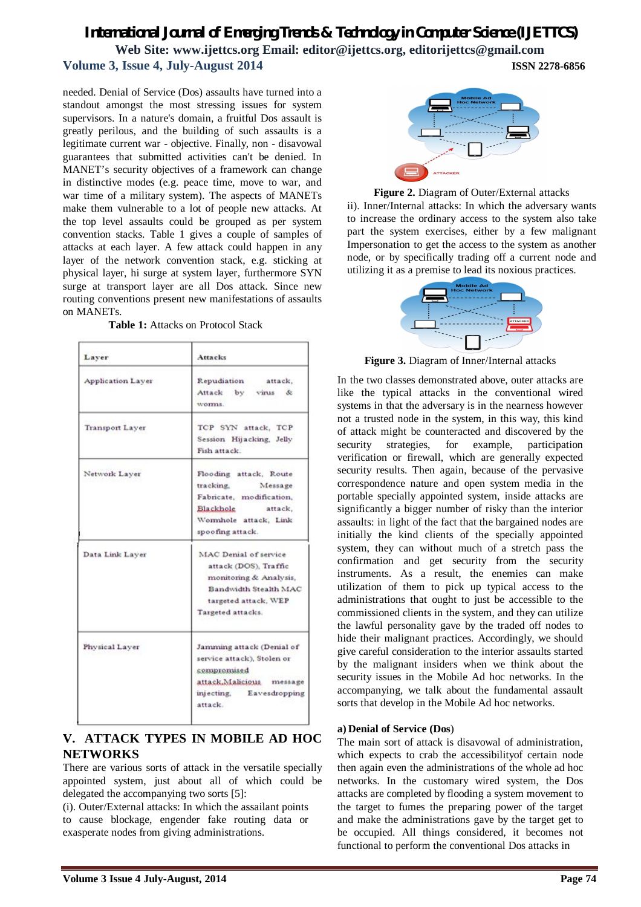needed. Denial of Service (Dos) assaults have turned into a standout amongst the most stressing issues for system supervisors. In a nature's domain, a fruitful Dos assault is greatly perilous, and the building of such assaults is a legitimate current war - objective. Finally, non - disavowal guarantees that submitted activities can't be denied. In MANET's security objectives of a framework can change in distinctive modes (e.g. peace time, move to war, and war time of a military system). The aspects of MANETs make them vulnerable to a lot of people new attacks. At the top level assaults could be grouped as per system convention stacks. Table 1 gives a couple of samples of attacks at each layer. A few attack could happen in any layer of the network convention stack, e.g. sticking at physical layer, hi surge at system layer, furthermore SYN surge at transport layer are all Dos attack. Since new routing conventions present new manifestations of assaults on MANETs.

**Table 1:** Attacks on Protocol Stack

| Layer | Attacks |
|---|---|
| Application Layer | Repudiation attack, Attack by virus & worms. |
| Transport Layer | TCP SYN attack, TCP Session Hijacking, Jelly Fish attack. |
| Network Layer | Flooding attack, Route tracking, Message Fabricate, modification, Blackhole attack, Wormhole attack, Link spoofing attack. |
| Data Link Layer | MAC Denial of service attack (DOS), Traffic monitoring & Analysis, Bandwidth Stealth MAC targeted attack, WEP Targeted attacks. |
| Physical Layer | Jamming attack (Denial of service attack), Stolen or compromised attack,Malicious message injecting, Eavesdropping attack. |

## V. ATTACK TYPES IN MOBILE AD HOC NETWORKS

There are various sorts of attack in the versatile specially appointed system, just about all of which could be delegated the accompanying two sorts [5]:

(i). Outer/External attacks: In which the assailant points to cause blockage, engender fake routing data or exasperate nodes from giving administrations.

**Figure 2.** Diagram of Outer/External attacks

ii). Inner/Internal attacks: In which the adversary wants to increase the ordinary access to the system also take part the system exercises, either by a few malignant Impersonation to get the access to the system as another node, or by specifically trading off a current node and utilizing it as a premise to lead its noxious practices.

**Figure 3.** Diagram of Inner/Internal attacks

In the two classes demonstrated above, outer attacks are like the typical attacks in the conventional wired systems in that the adversary is in the nearness however not a trusted node in the system, in this way, this kind of attack might be counteracted and discovered by the security strategies, for example, participation verification or firewall, which are generally expected security results. Then again, because of the pervasive correspondence nature and open system media in the portable specially appointed system, inside attacks are significantly a bigger number of risky than the interior assaults: in light of the fact that the bargained nodes are initially the kind clients of the specially appointed system, they can without much of a stretch pass the confirmation and get security from the security instruments. As a result, the enemies can make utilization of them to pick up typical access to the administrations that ought to just be accessible to the commissioned clients in the system, and they can utilize the lawful personality gave by the traded off nodes to hide their malignant practices. Accordingly, we should give careful consideration to the interior assaults started by the malignant insiders when we think about the security issues in the Mobile Ad hoc networks. In the accompanying, we talk about the fundamental assault sorts that develop in the Mobile Ad hoc networks.

### a) Denial of Service (Dos)

The main sort of attack is disavowal of administration, which expects to crab the accessibilityof certain node then again even the administrations of the whole ad hoc networks. In the customary wired system, the Dos attacks are completed by flooding a system movement to the target to fumes the preparing power of the target and make the administrations gave by the target get to be occupied. All things considered, it becomes not functional to perform the conventional Dos attacks in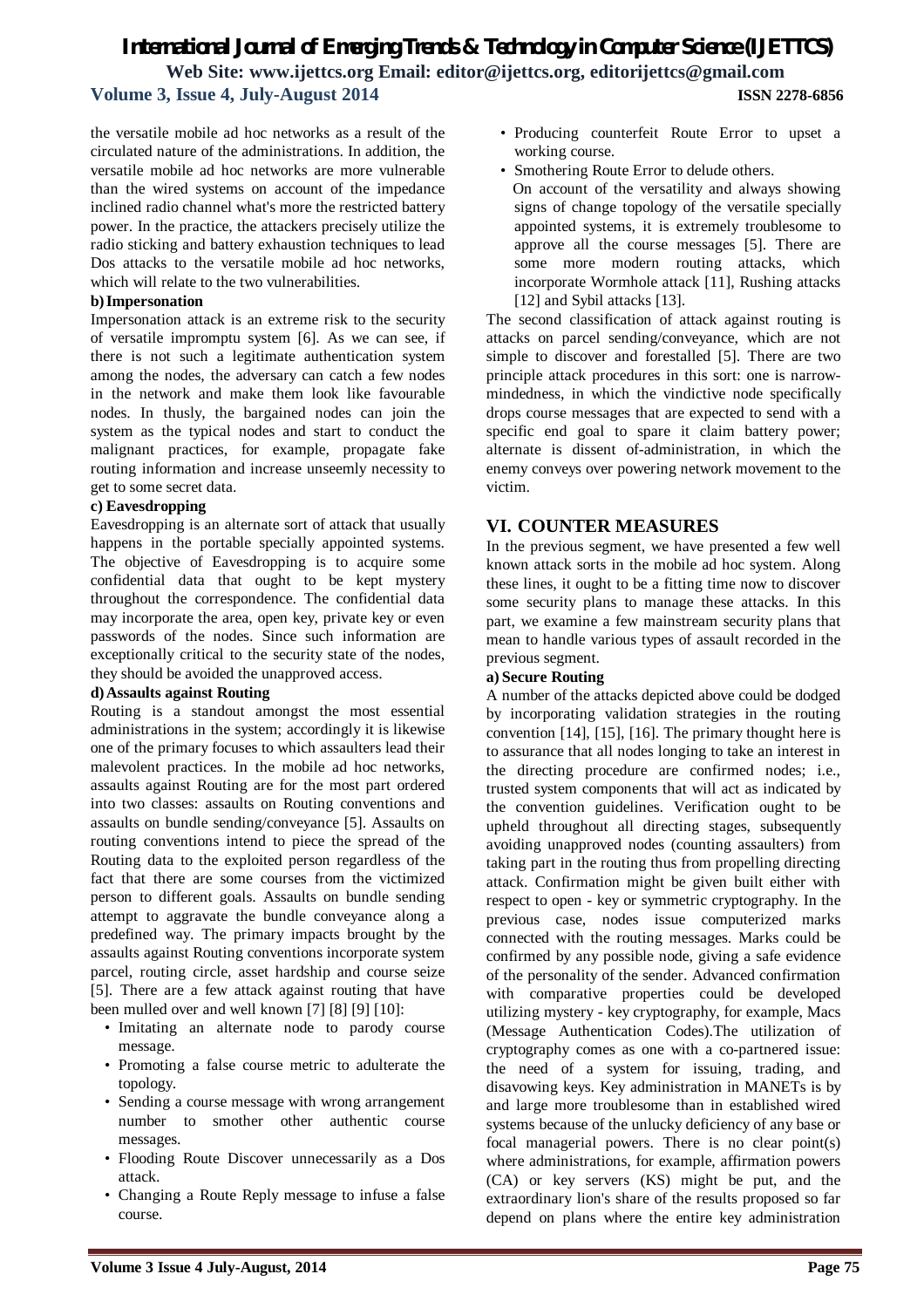the versatile mobile ad hoc networks as a result of the circulated nature of the administrations. In addition, the versatile mobile ad hoc networks are more vulnerable than the wired systems on account of the impedance inclined radio channel what's more the restricted battery power. In the practice, the attackers precisely utilize the radio sticking and battery exhaustion techniques to lead Dos attacks to the versatile mobile ad hoc networks, which will relate to the two vulnerabilities.

#### b) Impersonation

Impersonation attack is an extreme risk to the security of versatile impromptu system [6]. As we can see, if there is not such a legitimate authentication system among the nodes, the adversary can catch a few nodes in the network and make them look like favourable nodes. In thusly, the bargained nodes can join the system as the typical nodes and start to conduct the malignant practices, for example, propagate fake routing information and increase unseemly necessity to get to some secret data.

#### c) Eavesdropping

Eavesdropping is an alternate sort of attack that usually happens in the portable specially appointed systems. The objective of Eavesdropping is to acquire some confidential data that ought to be kept mystery throughout the correspondence. The confidential data may incorporate the area, open key, private key or even passwords of the nodes. Since such information are exceptionally critical to the security state of the nodes, they should be avoided the unapproved access.

#### d) Assaults against Routing

Routing is a standout amongst the most essential administrations in the system; accordingly it is likewise one of the primary focuses to which assaulters lead their malevolent practices. In the mobile ad hoc networks, assaults against Routing are for the most part ordered into two classes: assaults on Routing conventions and assaults on bundle sending/conveyance [5]. Assaults on routing conventions intend to piece the spread of the Routing data to the exploited person regardless of the fact that there are some courses from the victimized person to different goals. Assaults on bundle sending attempt to aggravate the bundle conveyance along a predefined way. The primary impacts brought by the assaults against Routing conventions incorporate system parcel, routing circle, asset hardship and course seize [5]. There are a few attack against routing that have been mulled over and well known [7] [8] [9] [10]:

- Imitating an alternate node to parody course message.
- Promoting a false course metric to adulterate the topology.
- Sending a course message with wrong arrangement number to smother other authentic course messages.
- Flooding Route Discover unnecessarily as a Dos attack.
- Changing a Route Reply message to infuse a false course.
- Producing counterfeit Route Error to upset a working course.
- Smothering Route Error to delude others.

On account of the versatility and always showing signs of change topology of the versatile specially appointed systems, it is extremely troublesome to approve all the course messages [5]. There are some more modern routing attacks, which incorporate Wormhole attack [11], Rushing attacks [12] and Sybil attacks [13].

The second classification of attack against routing is attacks on parcel sending/conveyance, which are not simple to discover and forestalled [5]. There are two principle attack procedures in this sort: one is narrow-mindedness, in which the vindictive node specifically drops course messages that are expected to send with a specific end goal to spare it claim battery power; alternate is dissent of-administration, in which the enemy conveys over powering network movement to the victim.

## VI. COUNTER MEASURES

In the previous segment, we have presented a few well known attack sorts in the mobile ad hoc system. Along these lines, it ought to be a fitting time now to discover some security plans to manage these attacks. In this part, we examine a few mainstream security plans that mean to handle various types of assault recorded in the previous segment.

#### a) Secure Routing

A number of the attacks depicted above could be dodged by incorporating validation strategies in the routing convention [14], [15], [16]. The primary thought here is to assurance that all nodes longing to take an interest in the directing procedure are confirmed nodes; i.e., trusted system components that will act as indicated by the convention guidelines. Verification ought to be upheld throughout all directing stages, subsequently avoiding unapproved nodes (counting assaulters) from taking part in the routing thus from propelling directing attack. Confirmation might be given built either with respect to open - key or symmetric cryptography. In the previous case, nodes issue computerized marks connected with the routing messages. Marks could be confirmed by any possible node, giving a safe evidence of the personality of the sender. Advanced confirmation with comparative properties could be developed utilizing mystery - key cryptography, for example, Macs (Message Authentication Codes).The utilization of cryptography comes as one with a co-partnered issue: the need of a system for issuing, trading, and disavowing keys. Key administration in MANETs is by and large more troublesome than in established wired systems because of the unlucky deficiency of any base or focal managerial powers. There is no clear point(s) where administrations, for example, affirmation powers (CA) or key servers (KS) might be put, and the extraordinary lion's share of the results proposed so far depend on plans where the entire key administration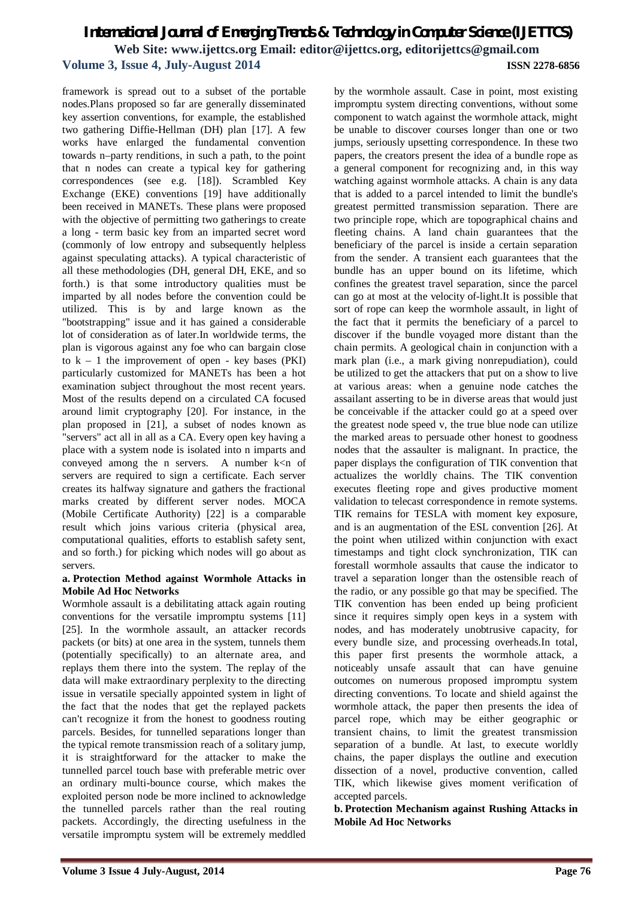framework is spread out to a subset of the portable nodes.Plans proposed so far are generally disseminated key assertion conventions, for example, the established two gathering Diffie-Hellman (DH) plan [17]. A few works have enlarged the fundamental convention towards n–party renditions, in such a path, to the point that n nodes can create a typical key for gathering correspondences (see e.g. [18]). Scrambled Key Exchange (EKE) conventions [19] have additionally been received in MANETs. These plans were proposed with the objective of permitting two gatherings to create a long - term basic key from an imparted secret word (commonly of low entropy and subsequently helpless against speculating attacks). A typical characteristic of all these methodologies (DH, general DH, EKE, and so forth.) is that some introductory qualities must be imparted by all nodes before the convention could be utilized. This is by and large known as the "bootstrapping" issue and it has gained a considerable lot of consideration as of later.In worldwide terms, the plan is vigorous against any foe who can bargain close to k – 1 the improvement of open - key bases (PKI) particularly customized for MANETs has been a hot examination subject throughout the most recent years. Most of the results depend on a circulated CA focused around limit cryptography [20]. For instance, in the plan proposed in [21], a subset of nodes known as "servers" act all in all as a CA. Every open key having a place with a system node is isolated into n imparts and conveyed among the n servers. A number k<n of servers are required to sign a certificate. Each server creates its halfway signature and gathers the fractional marks created by different server nodes. MOCA (Mobile Certificate Authority) [22] is a comparable result which joins various criteria (physical area, computational qualities, efforts to establish safety sent, and so forth.) for picking which nodes will go about as servers.

**a. Protection Method against Wormhole Attacks in Mobile Ad Hoc Networks**

Wormhole assault is a debilitating attack again routing conventions for the versatile impromptu systems [11] [25]. In the wormhole assault, an attacker records packets (or bits) at one area in the system, tunnels them (potentially specifically) to an alternate area, and replays them there into the system. The replay of the data will make extraordinary perplexity to the directing issue in versatile specially appointed system in light of the fact that the nodes that get the replayed packets can't recognize it from the honest to goodness routing parcels. Besides, for tunnelled separations longer than the typical remote transmission reach of a solitary jump, it is straightforward for the attacker to make the tunnelled parcel touch base with preferable metric over an ordinary multi-bounce course, which makes the exploited person node be more inclined to acknowledge the tunnelled parcels rather than the real routing packets. Accordingly, the directing usefulness in the versatile impromptu system will be extremely meddled by the wormhole assault. Case in point, most existing impromptu system directing conventions, without some component to watch against the wormhole attack, might be unable to discover courses longer than one or two jumps, seriously upsetting correspondence. In these two papers, the creators present the idea of a bundle rope as a general component for recognizing and, in this way watching against wormhole attacks. A chain is any data that is added to a parcel intended to limit the bundle's greatest permitted transmission separation. There are two principle rope, which are topographical chains and fleeting chains. A land chain guarantees that the beneficiary of the parcel is inside a certain separation from the sender. A transient each guarantees that the bundle has an upper bound on its lifetime, which confines the greatest travel separation, since the parcel can go at most at the velocity of-light.It is possible that sort of rope can keep the wormhole assault, in light of the fact that it permits the beneficiary of a parcel to discover if the bundle voyaged more distant than the chain permits. A geological chain in conjunction with a mark plan (i.e., a mark giving nonrepudiation), could be utilized to get the attackers that put on a show to live at various areas: when a genuine node catches the assailant asserting to be in diverse areas that would just be conceivable if the attacker could go at a speed over the greatest node speed v, the true blue node can utilize the marked areas to persuade other honest to goodness nodes that the assaulter is malignant. In practice, the paper displays the configuration of TIK convention that actualizes the worldly chains. The TIK convention executes fleeting rope and gives productive moment validation to telecast correspondence in remote systems. TIK remains for TESLA with moment key exposure, and is an augmentation of the ESL convention [26]. At the point when utilized within conjunction with exact timestamps and tight clock synchronization, TIK can forestall wormhole assaults that cause the indicator to travel a separation longer than the ostensible reach of the radio, or any possible go that may be specified. The TIK convention has been ended up being proficient since it requires simply open keys in a system with nodes, and has moderately unobtrusive capacity, for every bundle size, and processing overheads.In total, this paper first presents the wormhole attack, a noticeably unsafe assault that can have genuine outcomes on numerous proposed impromptu system directing conventions. To locate and shield against the wormhole attack, the paper then presents the idea of parcel rope, which may be either geographic or transient chains, to limit the greatest transmission separation of a bundle. At last, to execute worldly chains, the paper displays the outline and execution dissection of a novel, productive convention, called TIK, which likewise gives moment verification of accepted parcels.

**b. Protection Mechanism against Rushing Attacks in Mobile Ad Hoc Networks**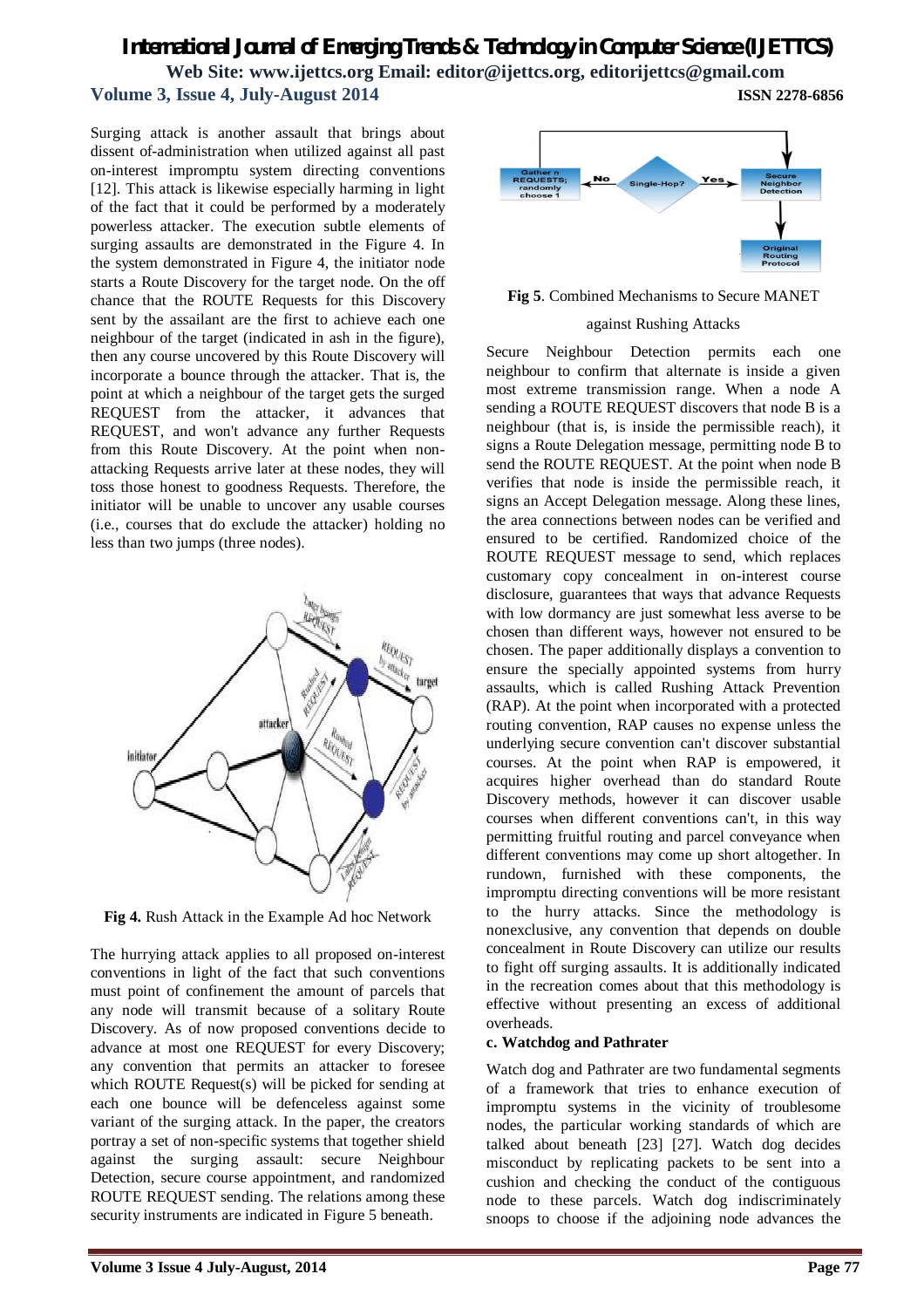Surging attack is another assault that brings about dissent of-administration when utilized against all past on-interest impromptu system directing conventions [12]. This attack is likewise especially harming in light of the fact that it could be performed by a moderately powerless attacker. The execution subtle elements of surging assaults are demonstrated in the Figure 4. In the system demonstrated in Figure 4, the initiator node starts a Route Discovery for the target node. On the off chance that the ROUTE Requests for this Discovery sent by the assailant are the first to achieve each one neighbour of the target (indicated in ash in the figure), then any course uncovered by this Route Discovery will incorporate a bounce through the attacker. That is, the point at which a neighbour of the target gets the surged REQUEST from the attacker, it advances that REQUEST, and won't advance any further Requests from this Route Discovery. At the point when non-attacking Requests arrive later at these nodes, they will toss those honest to goodness Requests. Therefore, the initiator will be unable to uncover any usable courses (i.e., courses that do exclude the attacker) holding no less than two jumps (three nodes).

**Fig 4.** Rush Attack in the Example Ad hoc Network

The hurrying attack applies to all proposed on-interest conventions in light of the fact that such conventions must point of confinement the amount of parcels that any node will transmit because of a solitary Route Discovery. As of now proposed conventions decide to advance at most one REQUEST for every Discovery; any convention that permits an attacker to foresee which ROUTE Request(s) will be picked for sending at each one bounce will be defenceless against some variant of the surging attack. In the paper, the creators portray a set of non-specific systems that together shield against the surging assault: secure Neighbour Detection, secure course appointment, and randomized ROUTE REQUEST sending. The relations among these security instruments are indicated in Figure 5 beneath.

**Fig 5**. Combined Mechanisms to Secure MANET against Rushing Attacks

Secure Neighbour Detection permits each one neighbour to confirm that alternate is inside a given most extreme transmission range. When a node A sending a ROUTE REQUEST discovers that node B is a neighbour (that is, is inside the permissible reach), it signs a Route Delegation message, permitting node B to send the ROUTE REQUEST. At the point when node B verifies that node is inside the permissible reach, it signs an Accept Delegation message. Along these lines, the area connections between nodes can be verified and ensured to be certified. Randomized choice of the ROUTE REQUEST message to send, which replaces customary copy concealment in on-interest course disclosure, guarantees that ways that advance Requests with low dormancy are just somewhat less averse to be chosen than different ways, however not ensured to be chosen. The paper additionally displays a convention to ensure the specially appointed systems from hurry assaults, which is called Rushing Attack Prevention (RAP). At the point when incorporated with a protected routing convention, RAP causes no expense unless the underlying secure convention can't discover substantial courses. At the point when RAP is empowered, it acquires higher overhead than do standard Route Discovery methods, however it can discover usable courses when different conventions can't, in this way permitting fruitful routing and parcel conveyance when different conventions may come up short altogether. In rundown, furnished with these components, the impromptu directing conventions will be more resistant to the hurry attacks. Since the methodology is nonexclusive, any convention that depends on double concealment in Route Discovery can utilize our results to fight off surging assaults. It is additionally indicated in the recreation comes about that this methodology is effective without presenting an excess of additional overheads.

### c. Watchdog and Pathrater

Watch dog and Pathrater are two fundamental segments of a framework that tries to enhance execution of impromptu systems in the vicinity of troublesome nodes, the particular working standards of which are talked about beneath [23] [27]. Watch dog decides misconduct by replicating packets to be sent into a cushion and checking the conduct of the contiguous node to these parcels. Watch dog indiscriminately snoops to choose if the adjoining node advances the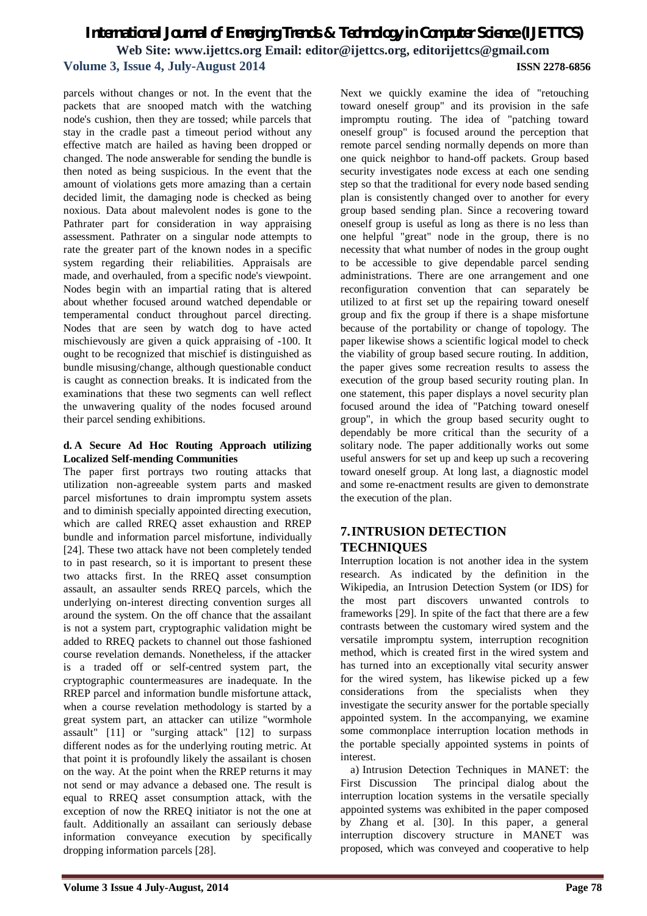parcels without changes or not. In the event that the packets that are snooped match with the watching node's cushion, then they are tossed; while parcels that stay in the cradle past a timeout period without any effective match are hailed as having been dropped or changed. The node answerable for sending the bundle is then noted as being suspicious. In the event that the amount of violations gets more amazing than a certain decided limit, the damaging node is checked as being noxious. Data about malevolent nodes is gone to the Pathrater part for consideration in way appraising assessment. Pathrater on a singular node attempts to rate the greater part of the known nodes in a specific system regarding their reliabilities. Appraisals are made, and overhauled, from a specific node's viewpoint. Nodes begin with an impartial rating that is altered about whether focused around watched dependable or temperamental conduct throughout parcel directing. Nodes that are seen by watch dog to have acted mischievously are given a quick appraising of -100. It ought to be recognized that mischief is distinguished as bundle misusing/change, although questionable conduct is caught as connection breaks. It is indicated from the examinations that these two segments can well reflect the unwavering quality of the nodes focused around their parcel sending exhibitions.

#### d. A Secure Ad Hoc Routing Approach utilizing Localized Self-mending Communities

The paper first portrays two routing attacks that utilization non-agreeable system parts and masked parcel misfortunes to drain impromptu system assets and to diminish specially appointed directing execution, which are called RREQ asset exhaustion and RREP bundle and information parcel misfortune, individually [24]. These two attack have not been completely tended to in past research, so it is important to present these two attacks first. In the RREQ asset consumption assault, an assaulter sends RREQ parcels, which the underlying on-interest directing convention surges all around the system. On the off chance that the assailant is not a system part, cryptographic validation might be added to RREQ packets to channel out those fashioned course revelation demands. Nonetheless, if the attacker is a traded off or self-centred system part, the cryptographic countermeasures are inadequate. In the RREP parcel and information bundle misfortune attack, when a course revelation methodology is started by a great system part, an attacker can utilize "wormhole assault" [11] or "surging attack" [12] to surpass different nodes as for the underlying routing metric. At that point it is profoundly likely the assailant is chosen on the way. At the point when the RREP returns it may not send or may advance a debased one. The result is equal to RREQ asset consumption attack, with the exception of now the RREQ initiator is not the one at fault. Additionally an assailant can seriously debase information conveyance execution by specifically dropping information parcels [28].

Next we quickly examine the idea of "retouching toward oneself group" and its provision in the safe impromptu routing. The idea of "patching toward oneself group" is focused around the perception that remote parcel sending normally depends on more than one quick neighbor to hand-off packets. Group based security investigates node excess at each one sending step so that the traditional for every node based sending plan is consistently changed over to another for every group based sending plan. Since a recovering toward oneself group is useful as long as there is no less than one helpful "great" node in the group, there is no necessity that what number of nodes in the group ought to be accessible to give dependable parcel sending administrations. There are one arrangement and one reconfiguration convention that can separately be utilized to at first set up the repairing toward oneself group and fix the group if there is a shape misfortune because of the portability or change of topology. The paper likewise shows a scientific logical model to check the viability of group based secure routing. In addition, the paper gives some recreation results to assess the execution of the group based security routing plan. In one statement, this paper displays a novel security plan focused around the idea of "Patching toward oneself group", in which the group based security ought to dependably be more critical than the security of a solitary node. The paper additionally works out some useful answers for set up and keep up such a recovering toward oneself group. At long last, a diagnostic model and some re-enactment results are given to demonstrate the execution of the plan.

## 7. INTRUSION DETECTION TECHNIQUES

Interruption location is not another idea in the system research. As indicated by the definition in the Wikipedia, an Intrusion Detection System (or IDS) for the most part discovers unwanted controls to frameworks [29]. In spite of the fact that there are a few contrasts between the customary wired system and the versatile impromptu system, interruption recognition method, which is created first in the wired system and has turned into an exceptionally vital security answer for the wired system, has likewise picked up a few considerations from the specialists when they investigate the security answer for the portable specially appointed system. In the accompanying, we examine some commonplace interruption location methods in the portable specially appointed systems in points of interest.

a) Intrusion Detection Techniques in MANET: the First Discussion The principal dialog about the interruption location systems in the versatile specially appointed systems was exhibited in the paper composed by Zhang et al. [30]. In this paper, a general interruption discovery structure in MANET was proposed, which was conveyed and cooperative to help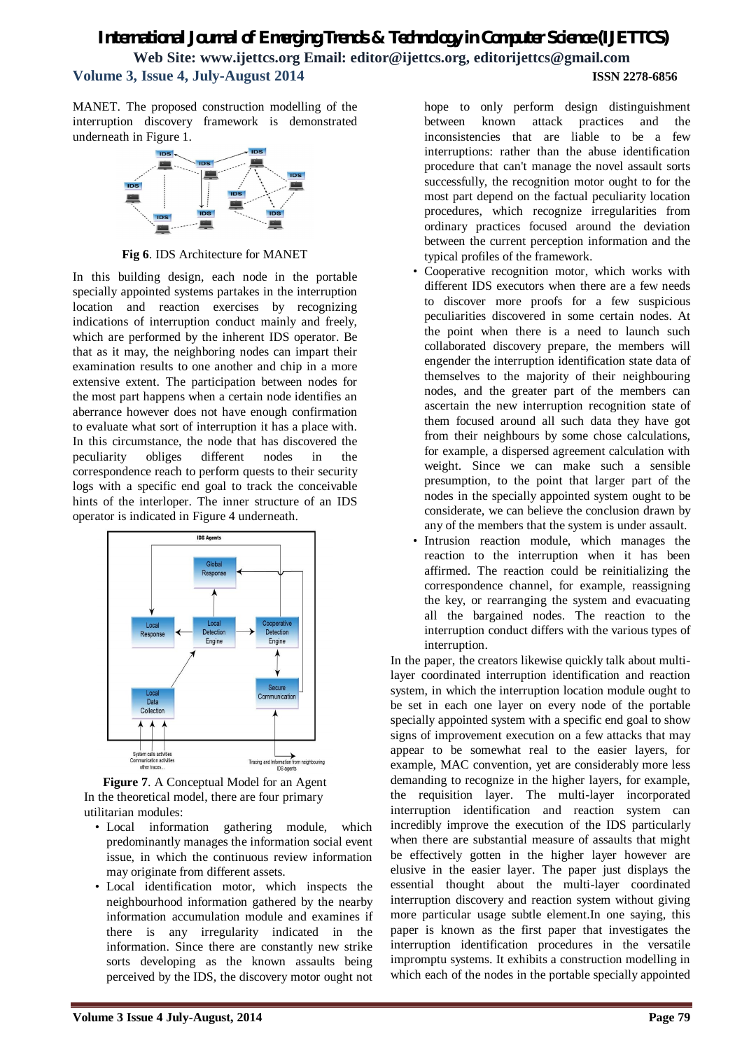MANET. The proposed construction modelling of the interruption discovery framework is demonstrated underneath in Figure 1.

**Fig 6**. IDS Architecture for MANET

In this building design, each node in the portable specially appointed systems partakes in the interruption location and reaction exercises by recognizing indications of interruption conduct mainly and freely, which are performed by the inherent IDS operator. Be that as it may, the neighboring nodes can impart their examination results to one another and chip in a more extensive extent. The participation between nodes for the most part happens when a certain node identifies an aberrance however does not have enough confirmation to evaluate what sort of interruption it has a place with. In this circumstance, the node that has discovered the peculiarity obliges different nodes in the correspondence reach to perform quests to their security logs with a specific end goal to track the conceivable hints of the interloper. The inner structure of an IDS operator is indicated in Figure 4 underneath.

**Figure 7**. A Conceptual Model for an Agent

In the theoretical model, there are four primary utilitarian modules:

- Local information gathering module, which predominantly manages the information social event issue, in which the continuous review information may originate from different assets.
- Local identification motor, which inspects the neighbourhood information gathered by the nearby information accumulation module and examines if there is any irregularity indicated in the information. Since there are constantly new strike sorts developing as the known assaults being perceived by the IDS, the discovery motor ought not hope to only perform design distinguishment between known attack practices and the inconsistencies that are liable to be a few interruptions: rather than the abuse identification procedure that can't manage the novel assault sorts successfully, the recognition motor ought to for the most part depend on the factual peculiarity location procedures, which recognize irregularities from ordinary practices focused around the deviation between the current perception information and the typical profiles of the framework.
- Cooperative recognition motor, which works with different IDS executors when there are a few needs to discover more proofs for a few suspicious peculiarities discovered in some certain nodes. At the point when there is a need to launch such collaborated discovery prepare, the members will engender the interruption identification state data of themselves to the majority of their neighbouring nodes, and the greater part of the members can ascertain the new interruption recognition state of them focused around all such data they have got from their neighbours by some chose calculations, for example, a dispersed agreement calculation with weight. Since we can make such a sensible presumption, to the point that larger part of the nodes in the specially appointed system ought to be considerate, we can believe the conclusion drawn by any of the members that the system is under assault.
- Intrusion reaction module, which manages the reaction to the interruption when it has been affirmed. The reaction could be reinitializing the correspondence channel, for example, reassigning the key, or rearranging the system and evacuating all the bargained nodes. The reaction to the interruption conduct differs with the various types of interruption.

In the paper, the creators likewise quickly talk about multi-layer coordinated interruption identification and reaction system, in which the interruption location module ought to be set in each one layer on every node of the portable specially appointed system with a specific end goal to show signs of improvement execution on a few attacks that may appear to be somewhat real to the easier layers, for example, MAC convention, yet are considerably more less demanding to recognize in the higher layers, for example, the requisition layer. The multi-layer incorporated interruption identification and reaction system can incredibly improve the execution of the IDS particularly when there are substantial measure of assaults that might be effectively gotten in the higher layer however are elusive in the easier layer. The paper just displays the essential thought about the multi-layer coordinated interruption discovery and reaction system without giving more particular usage subtle element.In one saying, this paper is known as the first paper that investigates the interruption identification procedures in the versatile impromptu systems. It exhibits a construction modelling in which each of the nodes in the portable specially appointed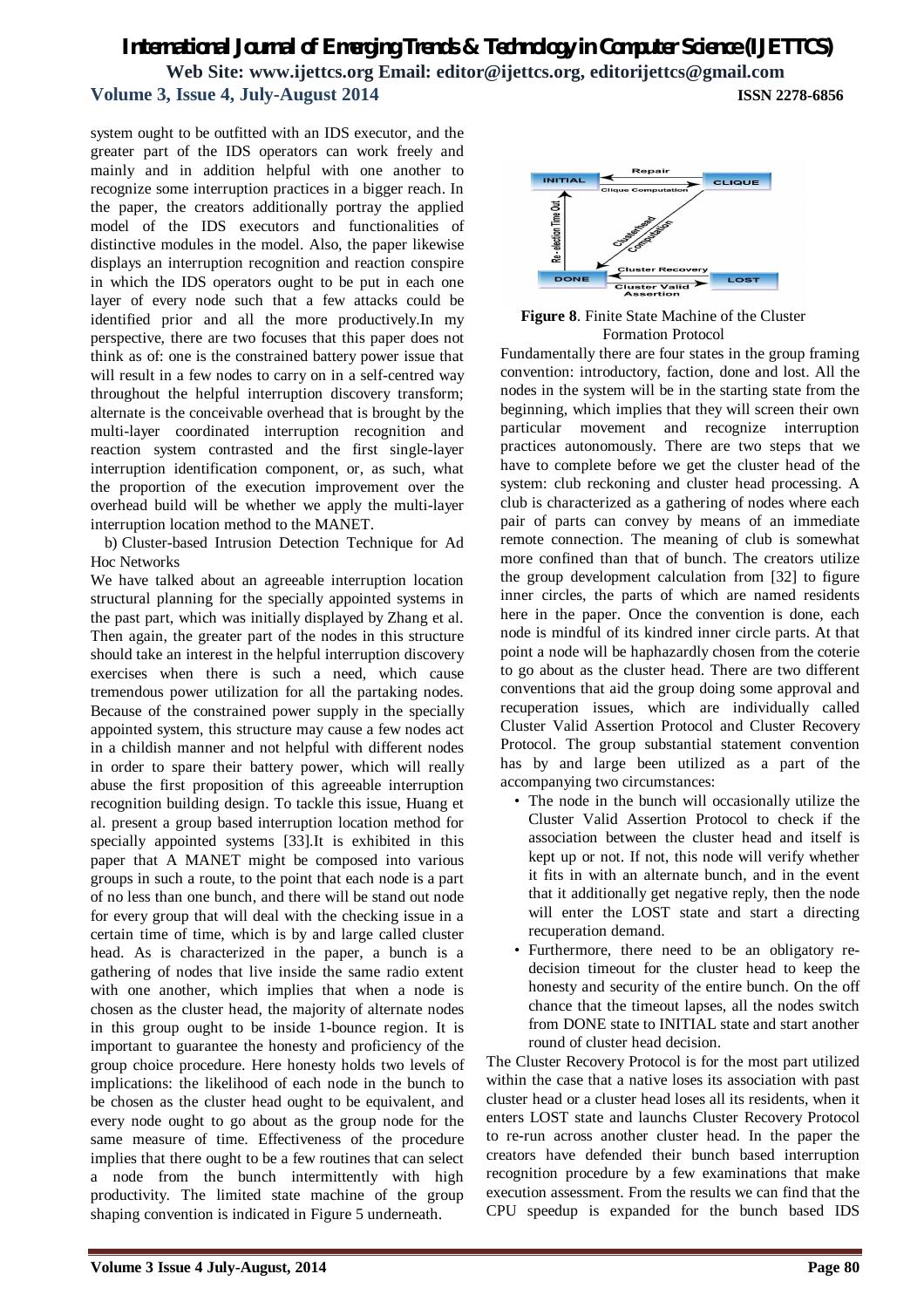system ought to be outfitted with an IDS executor, and the greater part of the IDS operators can work freely and mainly and in addition helpful with one another to recognize some interruption practices in a bigger reach. In the paper, the creators additionally portray the applied model of the IDS executors and functionalities of distinctive modules in the model. Also, the paper likewise displays an interruption recognition and reaction conspire in which the IDS operators ought to be put in each one layer of every node such that a few attacks could be identified prior and all the more productively.In my perspective, there are two focuses that this paper does not think as of: one is the constrained battery power issue that will result in a few nodes to carry on in a self-centred way throughout the helpful interruption discovery transform; alternate is the conceivable overhead that is brought by the multi-layer coordinated interruption recognition and reaction system contrasted and the first single-layer interruption identification component, or, as such, what the proportion of the execution improvement over the overhead build will be whether we apply the multi-layer interruption location method to the MANET.

b) Cluster-based Intrusion Detection Technique for Ad Hoc Networks

We have talked about an agreeable interruption location structural planning for the specially appointed systems in the past part, which was initially displayed by Zhang et al. Then again, the greater part of the nodes in this structure should take an interest in the helpful interruption discovery exercises when there is such a need, which cause tremendous power utilization for all the partaking nodes. Because of the constrained power supply in the specially appointed system, this structure may cause a few nodes act in a childish manner and not helpful with different nodes in order to spare their battery power, which will really abuse the first proposition of this agreeable interruption recognition building design. To tackle this issue, Huang et al. present a group based interruption location method for specially appointed systems [33].It is exhibited in this paper that A MANET might be composed into various groups in such a route, to the point that each node is a part of no less than one bunch, and there will be stand out node for every group that will deal with the checking issue in a certain time of time, which is by and large called cluster head. As is characterized in the paper, a bunch is a gathering of nodes that live inside the same radio extent with one another, which implies that when a node is chosen as the cluster head, the majority of alternate nodes in this group ought to be inside 1-bounce region. It is important to guarantee the honesty and proficiency of the group choice procedure. Here honesty holds two levels of implications: the likelihood of each node in the bunch to be chosen as the cluster head ought to be equivalent, and every node ought to go about as the group node for the same measure of time. Effectiveness of the procedure implies that there ought to be a few routines that can select a node from the bunch intermittently with high productivity. The limited state machine of the group shaping convention is indicated in Figure 5 underneath.

**Figure 8**. Finite State Machine of the Cluster Formation Protocol

Fundamentally there are four states in the group framing convention: introductory, faction, done and lost. All the nodes in the system will be in the starting state from the beginning, which implies that they will screen their own particular movement and recognize interruption practices autonomously. There are two steps that we have to complete before we get the cluster head of the system: club reckoning and cluster head processing. A club is characterized as a gathering of nodes where each pair of parts can convey by means of an immediate remote connection. The meaning of club is somewhat more confined than that of bunch. The creators utilize the group development calculation from [32] to figure inner circles, the parts of which are named residents here in the paper. Once the convention is done, each node is mindful of its kindred inner circle parts. At that point a node will be haphazardly chosen from the coterie to go about as the cluster head. There are two different conventions that aid the group doing some approval and recuperation issues, which are individually called Cluster Valid Assertion Protocol and Cluster Recovery Protocol. The group substantial statement convention has by and large been utilized as a part of the accompanying two circumstances:

- The node in the bunch will occasionally utilize the Cluster Valid Assertion Protocol to check if the association between the cluster head and itself is kept up or not. If not, this node will verify whether it fits in with an alternate bunch, and in the event that it additionally get negative reply, then the node will enter the LOST state and start a directing recuperation demand.
- Furthermore, there need to be an obligatory re-decision timeout for the cluster head to keep the honesty and security of the entire bunch. On the off chance that the timeout lapses, all the nodes switch from DONE state to INITIAL state and start another round of cluster head decision.

The Cluster Recovery Protocol is for the most part utilized within the case that a native loses its association with past cluster head or a cluster head loses all its residents, when it enters LOST state and launchs Cluster Recovery Protocol to re-run across another cluster head. In the paper the creators have defended their bunch based interruption recognition procedure by a few examinations that make execution assessment. From the results we can find that the CPU speedup is expanded for the bunch based IDS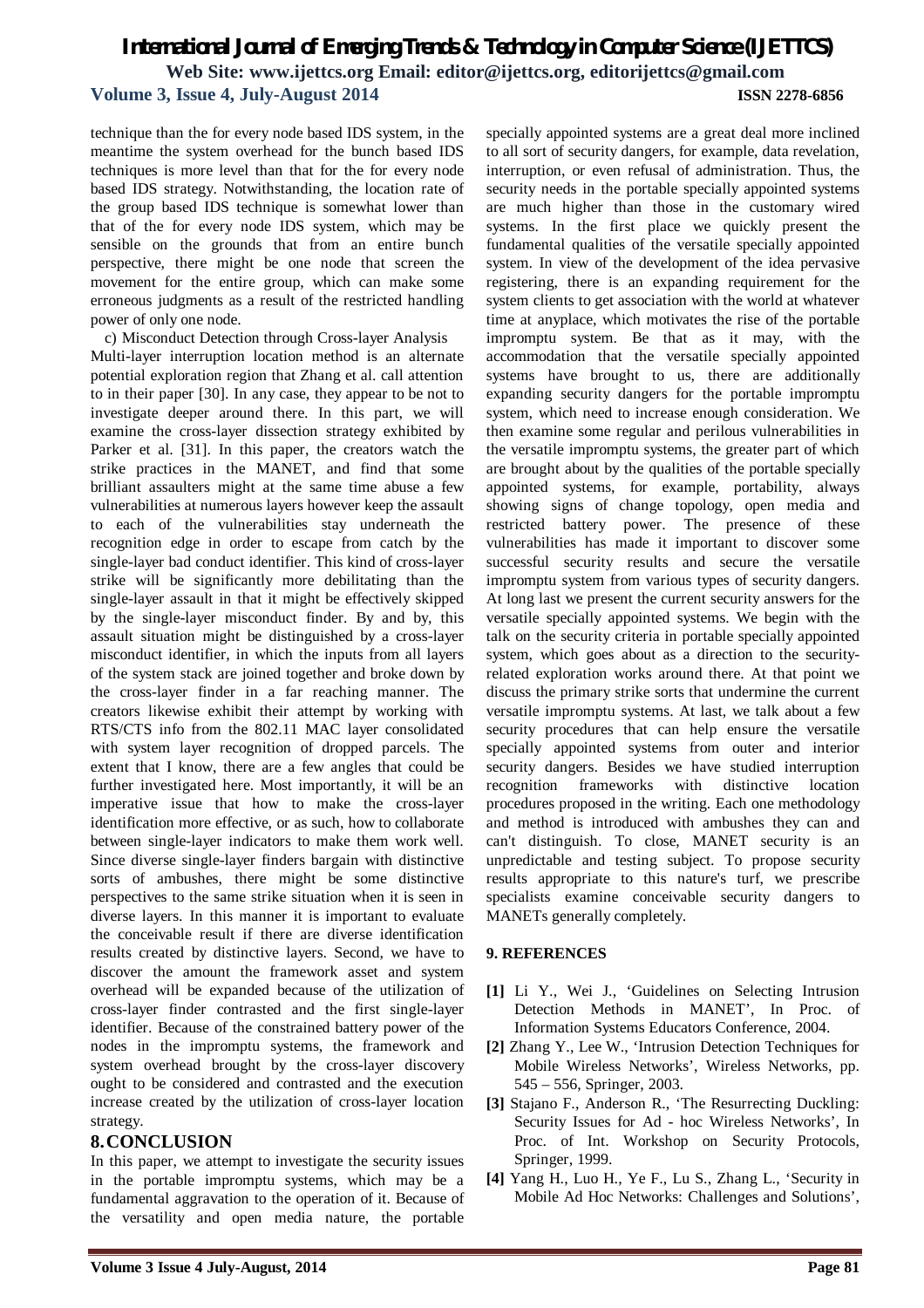technique than the for every node based IDS system, in the meantime the system overhead for the bunch based IDS techniques is more level than that for the for every node based IDS strategy. Notwithstanding, the location rate of the group based IDS technique is somewhat lower than that of the for every node IDS system, which may be sensible on the grounds that from an entire bunch perspective, there might be one node that screen the movement for the entire group, which can make some erroneous judgments as a result of the restricted handling power of only one node.

c) Misconduct Detection through Cross-layer Analysis

Multi-layer interruption location method is an alternate potential exploration region that Zhang et al. call attention to in their paper [30]. In any case, they appear to be not to investigate deeper around there. In this part, we will examine the cross-layer dissection strategy exhibited by Parker et al. [31]. In this paper, the creators watch the strike practices in the MANET, and find that some brilliant assaulters might at the same time abuse a few vulnerabilities at numerous layers however keep the assault to each of the vulnerabilities stay underneath the recognition edge in order to escape from catch by the single-layer bad conduct identifier. This kind of cross-layer strike will be significantly more debilitating than the single-layer assault in that it might be effectively skipped by the single-layer misconduct finder. By and by, this assault situation might be distinguished by a cross-layer misconduct identifier, in which the inputs from all layers of the system stack are joined together and broke down by the cross-layer finder in a far reaching manner. The creators likewise exhibit their attempt by working with RTS/CTS info from the 802.11 MAC layer consolidated with system layer recognition of dropped parcels. The extent that I know, there are a few angles that could be further investigated here. Most importantly, it will be an imperative issue that how to make the cross-layer identification more effective, or as such, how to collaborate between single-layer indicators to make them work well. Since diverse single-layer finders bargain with distinctive sorts of ambushes, there might be some distinctive perspectives to the same strike situation when it is seen in diverse layers. In this manner it is important to evaluate the conceivable result if there are diverse identification results created by distinctive layers. Second, we have to discover the amount the framework asset and system overhead will be expanded because of the utilization of cross-layer finder contrasted and the first single-layer identifier. Because of the constrained battery power of the nodes in the impromptu systems, the framework and system overhead brought by the cross-layer discovery ought to be considered and contrasted and the execution increase created by the utilization of cross-layer location strategy.

## 8. CONCLUSION

In this paper, we attempt to investigate the security issues in the portable impromptu systems, which may be a fundamental aggravation to the operation of it. Because of the versatility and open media nature, the portable specially appointed systems are a great deal more inclined to all sort of security dangers, for example, data revelation, interruption, or even refusal of administration. Thus, the security needs in the portable specially appointed systems are much higher than those in the customary wired systems. In the first place we quickly present the fundamental qualities of the versatile specially appointed system. In view of the development of the idea pervasive registering, there is an expanding requirement for the system clients to get association with the world at whatever time at anyplace, which motivates the rise of the portable impromptu system. Be that as it may, with the accommodation that the versatile specially appointed systems have brought to us, there are additionally expanding security dangers for the portable impromptu system, which need to increase enough consideration. We then examine some regular and perilous vulnerabilities in the versatile impromptu systems, the greater part of which are brought about by the qualities of the portable specially appointed systems, for example, portability, always showing signs of change topology, open media and restricted battery power. The presence of these vulnerabilities has made it important to discover some successful security results and secure the versatile impromptu system from various types of security dangers. At long last we present the current security answers for the versatile specially appointed systems. We begin with the talk on the security criteria in portable specially appointed system, which goes about as a direction to the security-related exploration works around there. At that point we discuss the primary strike sorts that undermine the current versatile impromptu systems. At last, we talk about a few security procedures that can help ensure the versatile specially appointed systems from outer and interior security dangers. Besides we have studied interruption recognition frameworks with distinctive location procedures proposed in the writing. Each one methodology and method is introduced with ambushes they can and can't distinguish. To close, MANET security is an unpredictable and testing subject. To propose security results appropriate to this nature's turf, we prescribe specialists examine conceivable security dangers to MANETs generally completely.

## 9. REFERENCES

**[1]** Li Y., Wei J., 'Guidelines on Selecting Intrusion Detection Methods in MANET', In Proc. of Information Systems Educators Conference, 2004.

**[2]** Zhang Y., Lee W., 'Intrusion Detection Techniques for Mobile Wireless Networks', Wireless Networks, pp. 545 – 556, Springer, 2003.

**[3]** Stajano F., Anderson R., 'The Resurrecting Duckling: Security Issues for Ad - hoc Wireless Networks', In Proc. of Int. Workshop on Security Protocols, Springer, 1999.

**[4]** Yang H., Luo H., Ye F., Lu S., Zhang L., 'Security in Mobile Ad Hoc Networks: Challenges and Solutions',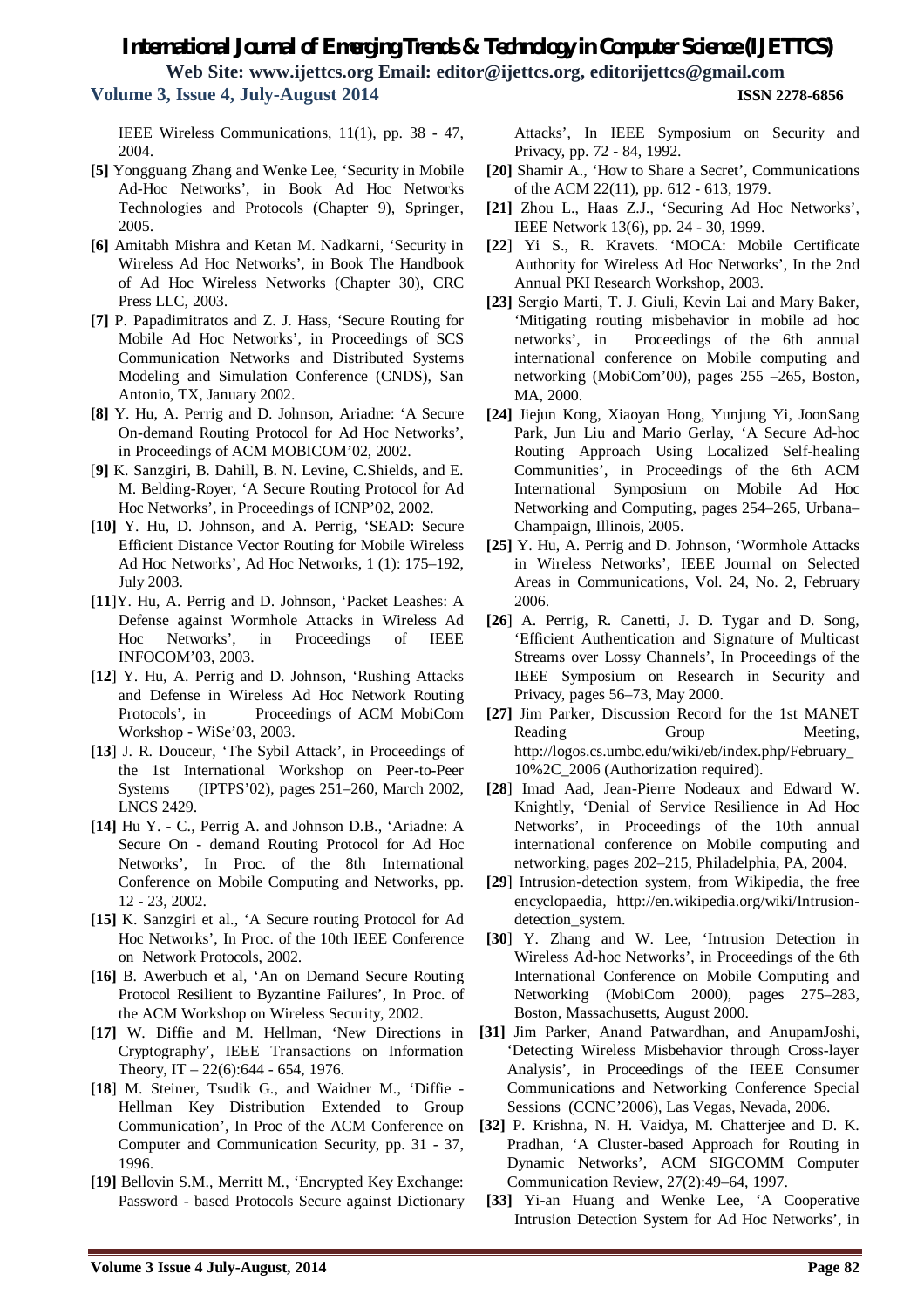IEEE Wireless Communications, 11(1), pp. 38 - 47, 2004.

**[5]** Yongguang Zhang and Wenke Lee, 'Security in Mobile Ad-Hoc Networks', in Book Ad Hoc Networks Technologies and Protocols (Chapter 9), Springer, 2005.

**[6]** Amitabh Mishra and Ketan M. Nadkarni, 'Security in Wireless Ad Hoc Networks', in Book The Handbook of Ad Hoc Wireless Networks (Chapter 30), CRC Press LLC, 2003.

**[7]** P. Papadimitratos and Z. J. Hass, 'Secure Routing for Mobile Ad Hoc Networks', in Proceedings of SCS Communication Networks and Distributed Systems Modeling and Simulation Conference (CNDS), San Antonio, TX, January 2002.

**[8]** Y. Hu, A. Perrig and D. Johnson, Ariadne: 'A Secure On-demand Routing Protocol for Ad Hoc Networks', in Proceedings of ACM MOBICOM'02, 2002.

[**9]** K. Sanzgiri, B. Dahill, B. N. Levine, C.Shields, and E. M. Belding-Royer, 'A Secure Routing Protocol for Ad Hoc Networks', in Proceedings of ICNP'02, 2002.

**[10]** Y. Hu, D. Johnson, and A. Perrig, 'SEAD: Secure Efficient Distance Vector Routing for Mobile Wireless Ad Hoc Networks', Ad Hoc Networks, 1 (1): 175–192, July 2003.

**[11**]Y. Hu, A. Perrig and D. Johnson, 'Packet Leashes: A Defense against Wormhole Attacks in Wireless Ad Hoc Networks', in Proceedings of IEEE INFOCOM'03, 2003.

**[12**] Y. Hu, A. Perrig and D. Johnson, 'Rushing Attacks and Defense in Wireless Ad Hoc Network Routing Protocols', in Proceedings of ACM MobiCom Workshop - WiSe'03, 2003.

**[13**] J. R. Douceur, 'The Sybil Attack', in Proceedings of the 1st International Workshop on Peer-to-Peer Systems (IPTPS'02), pages 251–260, March 2002, LNCS 2429.

**[14]** Hu Y. - C., Perrig A. and Johnson D.B., 'Ariadne: A Secure On - demand Routing Protocol for Ad Hoc Networks', In Proc. of the 8th International Conference on Mobile Computing and Networks, pp. 12 - 23, 2002.

**[15]** K. Sanzgiri et al., 'A Secure routing Protocol for Ad Hoc Networks', In Proc. of the 10th IEEE Conference on Network Protocols, 2002.

**[16]** B. Awerbuch et al, 'An on Demand Secure Routing Protocol Resilient to Byzantine Failures', In Proc. of the ACM Workshop on Wireless Security, 2002.

**[17]** W. Diffie and M. Hellman, 'New Directions in Cryptography', IEEE Transactions on Information Theory, IT – 22(6):644 - 654, 1976.

**[18**] M. Steiner, Tsudik G., and Waidner M., 'Diffie - Hellman Key Distribution Extended to Group Communication', In Proc of the ACM Conference on Computer and Communication Security, pp. 31 - 37, 1996.

**[19]** Bellovin S.M., Merritt M., 'Encrypted Key Exchange: Password - based Protocols Secure against Dictionary Attacks', In IEEE Symposium on Security and Privacy, pp. 72 - 84, 1992.

**[20]** Shamir A., 'How to Share a Secret', Communications of the ACM 22(11), pp. 612 - 613, 1979.

**[21]** Zhou L., Haas Z.J., 'Securing Ad Hoc Networks', IEEE Network 13(6), pp. 24 - 30, 1999.

**[22**] Yi S., R. Kravets. 'MOCA: Mobile Certificate Authority for Wireless Ad Hoc Networks', In the 2nd Annual PKI Research Workshop, 2003.

**[23]** Sergio Marti, T. J. Giuli, Kevin Lai and Mary Baker, 'Mitigating routing misbehavior in mobile ad hoc networks', in Proceedings of the 6th annual international conference on Mobile computing and networking (MobiCom'00), pages 255 –265, Boston, MA, 2000.

**[24]** Jiejun Kong, Xiaoyan Hong, Yunjung Yi, JoonSang Park, Jun Liu and Mario Gerlay, 'A Secure Ad-hoc Routing Approach Using Localized Self-healing Communities', in Proceedings of the 6th ACM International Symposium on Mobile Ad Hoc Networking and Computing, pages 254–265, Urbana–Champaign, Illinois, 2005.

**[25]** Y. Hu, A. Perrig and D. Johnson, 'Wormhole Attacks in Wireless Networks', IEEE Journal on Selected Areas in Communications, Vol. 24, No. 2, February 2006.

**[26**] A. Perrig, R. Canetti, J. D. Tygar and D. Song, 'Efficient Authentication and Signature of Multicast Streams over Lossy Channels', In Proceedings of the IEEE Symposium on Research in Security and Privacy, pages 56–73, May 2000.

**[27]** Jim Parker, Discussion Record for the 1st MANET Reading Group Meeting, http://logos.cs.umbc.edu/wiki/eb/index.php/February_10%2C_2006 (Authorization required).

**[28**] Imad Aad, Jean-Pierre Nodeaux and Edward W. Knightly, 'Denial of Service Resilience in Ad Hoc Networks', in Proceedings of the 10th annual international conference on Mobile computing and networking, pages 202–215, Philadelphia, PA, 2004.

**[29**] Intrusion-detection system, from Wikipedia, the free encyclopaedia, http://en.wikipedia.org/wiki/Intrusion-detection_system.

**[30**] Y. Zhang and W. Lee, 'Intrusion Detection in Wireless Ad-hoc Networks', in Proceedings of the 6th International Conference on Mobile Computing and Networking (MobiCom 2000), pages 275–283, Boston, Massachusetts, August 2000.

**[31]** Jim Parker, Anand Patwardhan, and AnupamJoshi, 'Detecting Wireless Misbehavior through Cross-layer Analysis', in Proceedings of the IEEE Consumer Communications and Networking Conference Special Sessions (CCNC'2006), Las Vegas, Nevada, 2006.

**[32]** P. Krishna, N. H. Vaidya, M. Chatterjee and D. K. Pradhan, 'A Cluster-based Approach for Routing in Dynamic Networks', ACM SIGCOMM Computer Communication Review, 27(2):49–64, 1997.

**[33]** Yi-an Huang and Wenke Lee, 'A Cooperative Intrusion Detection System for Ad Hoc Networks', in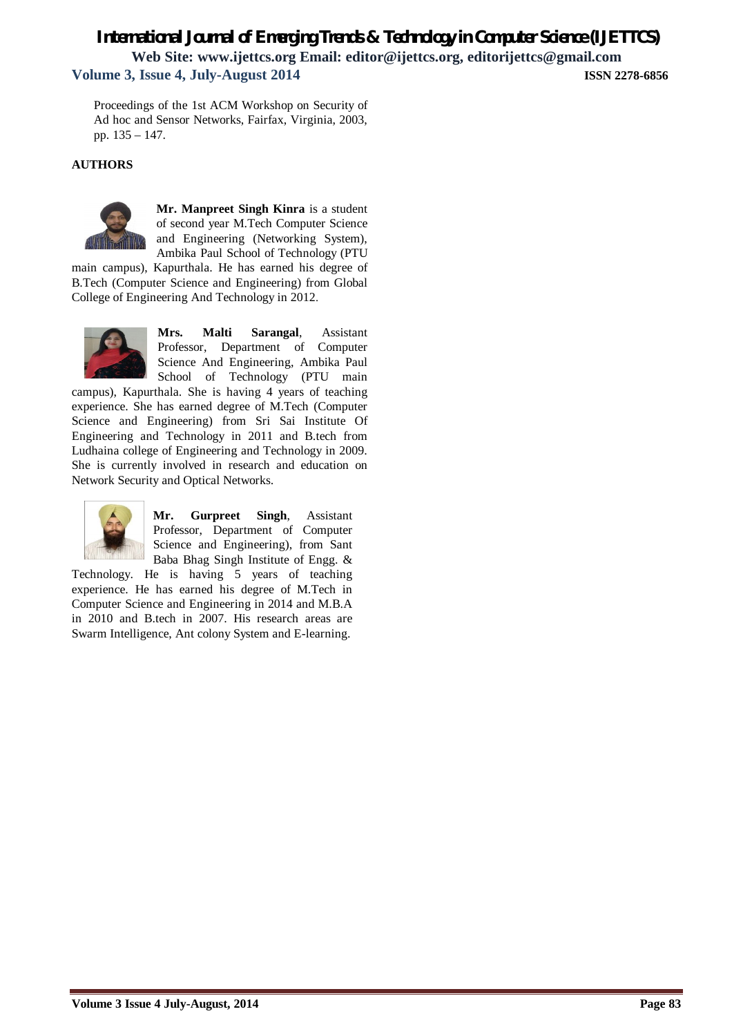Proceedings of the 1st ACM Workshop on Security of Ad hoc and Sensor Networks, Fairfax, Virginia, 2003, pp. 135 – 147.

**AUTHORS**

**Mr. Manpreet Singh Kinra** is a student of second year M.Tech Computer Science and Engineering (Networking System), Ambika Paul School of Technology (PTU main campus), Kapurthala. He has earned his degree of B.Tech (Computer Science and Engineering) from Global College of Engineering And Technology in 2012.

**Mrs. Malti Sarangal**, Assistant Professor, Department of Computer Science And Engineering, Ambika Paul School of Technology (PTU main campus), Kapurthala. She is having 4 years of teaching experience. She has earned degree of M.Tech (Computer Science and Engineering) from Sri Sai Institute Of Engineering and Technology in 2011 and B.tech from Ludhaina college of Engineering and Technology in 2009. She is currently involved in research and education on Network Security and Optical Networks.

**Mr. Gurpreet Singh**, Assistant Professor, Department of Computer Science and Engineering), from Sant Baba Bhag Singh Institute of Engg. & Technology. He is having 5 years of teaching experience. He has earned his degree of M.Tech in Computer Science and Engineering in 2014 and M.B.A in 2010 and B.tech in 2007. His research areas are Swarm Intelligence, Ant colony System and E-learning.